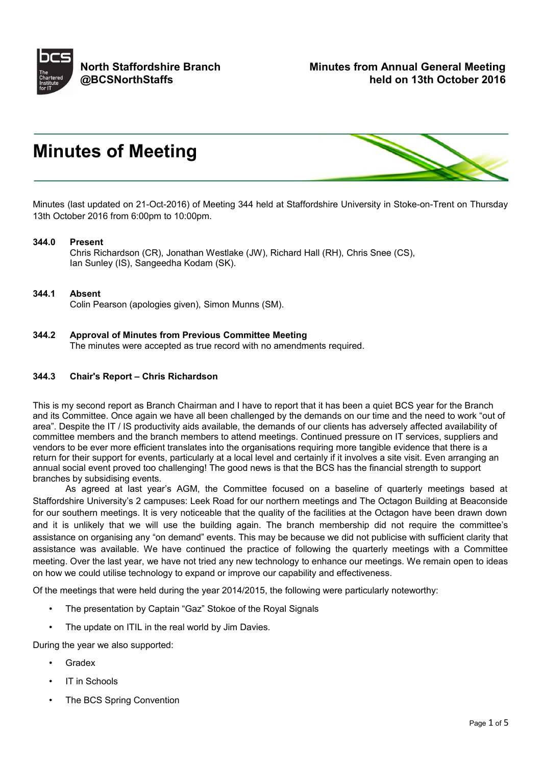**North Staffordshire Branch**
**@BCSNorthStaffs**

**Minutes from Annual General Meeting held on 13th October 2016**

# Minutes of Meeting

Minutes (last updated on 21-Oct-2016) of Meeting 344 held at Staffordshire University in Stoke-on-Trent on Thursday 13th October 2016 from 6:00pm to 10:00pm.

**344.0 Present**
Chris Richardson (CR), Jonathan Westlake (JW), Richard Hall (RH), Chris Snee (CS), Ian Sunley (IS), Sangeedha Kodam (SK).

**344.1 Absent**
Colin Pearson (apologies given), Simon Munns (SM).

**344.2 Approval of Minutes from Previous Committee Meeting**
The minutes were accepted as true record with no amendments required.

**344.3 Chair's Report – Chris Richardson**

This is my second report as Branch Chairman and I have to report that it has been a quiet BCS year for the Branch and its Committee. Once again we have all been challenged by the demands on our time and the need to work "out of area". Despite the IT / IS productivity aids available, the demands of our clients has adversely affected availability of committee members and the branch members to attend meetings. Continued pressure on IT services, suppliers and vendors to be ever more efficient translates into the organisations requiring more tangible evidence that there is a return for their support for events, particularly at a local level and certainly if it involves a site visit. Even arranging an annual social event proved too challenging! The good news is that the BCS has the financial strength to support branches by subsidising events.

As agreed at last year's AGM, the Committee focused on a baseline of quarterly meetings based at Staffordshire University's 2 campuses: Leek Road for our northern meetings and The Octagon Building at Beaconside for our southern meetings. It is very noticeable that the quality of the facilities at the Octagon have been drawn down and it is unlikely that we will use the building again. The branch membership did not require the committee's assistance on organising any "on demand" events. This may be because we did not publicise with sufficient clarity that assistance was available. We have continued the practice of following the quarterly meetings with a Committee meeting. Over the last year, we have not tried any new technology to enhance our meetings. We remain open to ideas on how we could utilise technology to expand or improve our capability and effectiveness.

Of the meetings that were held during the year 2014/2015, the following were particularly noteworthy:

- The presentation by Captain "Gaz" Stokoe of the Royal Signals
- The update on ITIL in the real world by Jim Davies.

During the year we also supported:

- Gradex
- IT in Schools
- The BCS Spring Convention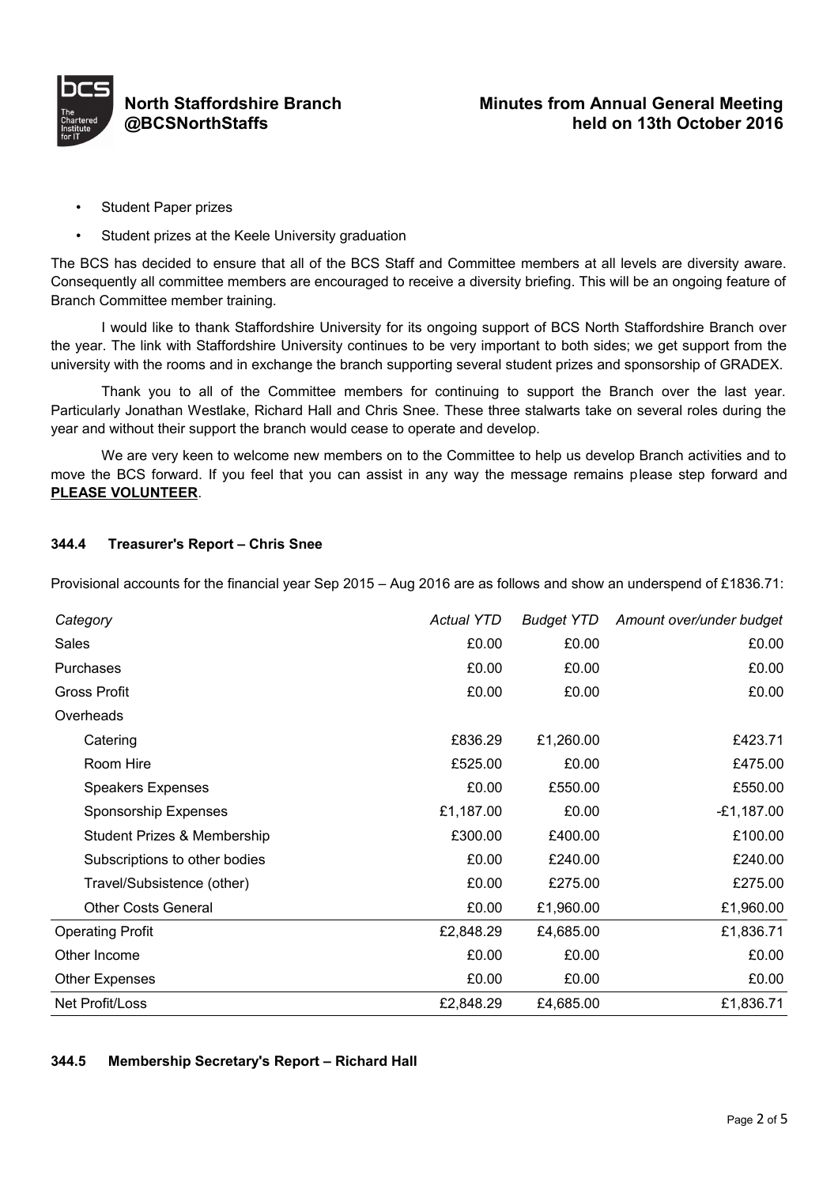- Student Paper prizes
- Student prizes at the Keele University graduation

The BCS has decided to ensure that all of the BCS Staff and Committee members at all levels are diversity aware. Consequently all committee members are encouraged to receive a diversity briefing. This will be an ongoing feature of Branch Committee member training.

I would like to thank Staffordshire University for its ongoing support of BCS North Staffordshire Branch over the year. The link with Staffordshire University continues to be very important to both sides; we get support from the university with the rooms and in exchange the branch supporting several student prizes and sponsorship of GRADEX.

Thank you to all of the Committee members for continuing to support the Branch over the last year. Particularly Jonathan Westlake, Richard Hall and Chris Snee. These three stalwarts take on several roles during the year and without their support the branch would cease to operate and develop.

We are very keen to welcome new members on to the Committee to help us develop Branch activities and to move the BCS forward. If you feel that you can assist in any way the message remains please step forward and **PLEASE VOLUNTEER**.

### 344.4 Treasurer's Report – Chris Snee

Provisional accounts for the financial year Sep 2015 – Aug 2016 are as follows and show an underspend of £1836.71:

| *Category* | *Actual YTD* | *Budget YTD* | *Amount over/under budget* |
|---|---|---|---|
| Sales | £0.00 | £0.00 | £0.00 |
| Purchases | £0.00 | £0.00 | £0.00 |
| Gross Profit | £0.00 | £0.00 | £0.00 |
| Overheads | | | |
| Catering | £836.29 | £1,260.00 | £423.71 |
| Room Hire | £525.00 | £0.00 | £475.00 |
| Speakers Expenses | £0.00 | £550.00 | £550.00 |
| Sponsorship Expenses | £1,187.00 | £0.00 | -£1,187.00 |
| Student Prizes & Membership | £300.00 | £400.00 | £100.00 |
| Subscriptions to other bodies | £0.00 | £240.00 | £240.00 |
| Travel/Subsistence (other) | £0.00 | £275.00 | £275.00 |
| Other Costs General | £0.00 | £1,960.00 | £1,960.00 |
| Operating Profit | £2,848.29 | £4,685.00 | £1,836.71 |
| Other Income | £0.00 | £0.00 | £0.00 |
| Other Expenses | £0.00 | £0.00 | £0.00 |
| Net Profit/Loss | £2,848.29 | £4,685.00 | £1,836.71 |

### 344.5 Membership Secretary's Report – Richard Hall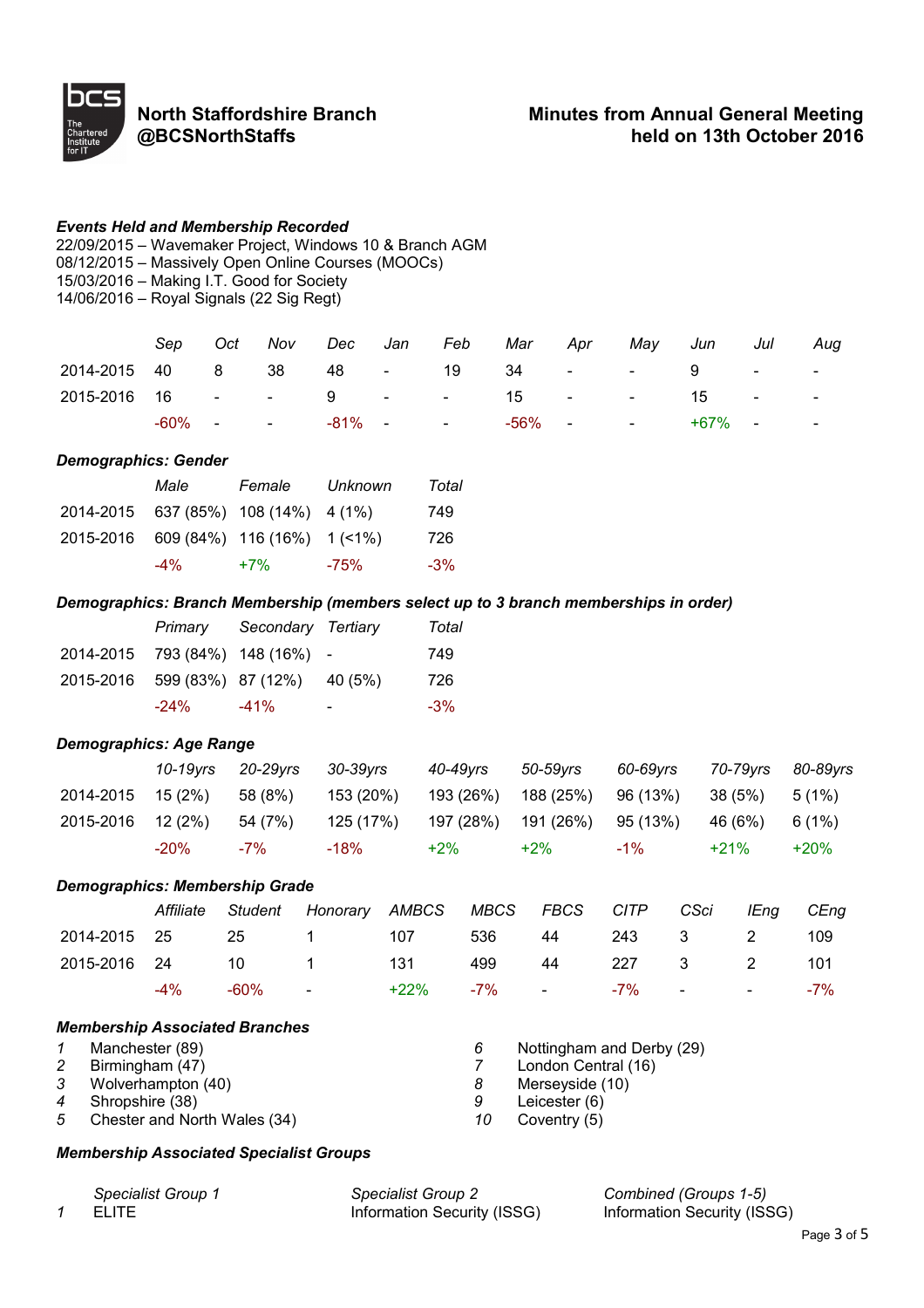**North Staffordshire Branch**
**@BCSNorthStaffs**

**Minutes from Annual General Meeting held on 13th October 2016**

### *Events Held and Membership Recorded*

22/09/2015 – Wavemaker Project, Windows 10 & Branch AGM
08/12/2015 – Massively Open Online Courses (MOOCs)
15/03/2016 – Making I.T. Good for Society
14/06/2016 – Royal Signals (22 Sig Regt)

| | *Sep* | *Oct* | *Nov* | *Dec* | *Jan* | *Feb* | *Mar* | *Apr* | *May* | *Jun* | *Jul* | *Aug* |
|---|---|---|---|---|---|---|---|---|---|---|---|---|
| 2014-2015 | 40 | 8 | 38 | 48 | - | 19 | 34 | - | - | 9 | - | - |
| 2015-2016 | 16 | - | - | 9 | - | - | 15 | - | - | 15 | - | - |
| | -60% | - | - | -81% | - | - | -56% | - | - | +67% | - | - |

### *Demographics: Gender*

| | *Male* | *Female* | *Unknown* | *Total* |
|---|---|---|---|---|
| 2014-2015 | 637 (85%) | 108 (14%) | 4 (1%) | 749 |
| 2015-2016 | 609 (84%) | 116 (16%) | 1 (<1%) | 726 |
| | -4% | +7% | -75% | -3% |

### *Demographics: Branch Membership (members select up to 3 branch memberships in order)*

| | *Primary* | *Secondary* | *Tertiary* | *Total* |
|---|---|---|---|---|
| 2014-2015 | 793 (84%) | 148 (16%) | - | 749 |
| 2015-2016 | 599 (83%) | 87 (12%) | 40 (5%) | 726 |
| | -24% | -41% | - | -3% |

### *Demographics: Age Range*

| | *10-19yrs* | *20-29yrs* | *30-39yrs* | *40-49yrs* | *50-59yrs* | *60-69yrs* | *70-79yrs* | *80-89yrs* |
|---|---|---|---|---|---|---|---|---|
| 2014-2015 | 15 (2%) | 58 (8%) | 153 (20%) | 193 (26%) | 188 (25%) | 96 (13%) | 38 (5%) | 5 (1%) |
| 2015-2016 | 12 (2%) | 54 (7%) | 125 (17%) | 197 (28%) | 191 (26%) | 95 (13%) | 46 (6%) | 6 (1%) |
| | -20% | -7% | -18% | +2% | +2% | -1% | +21% | +20% |

### *Demographics: Membership Grade*

| | *Affiliate* | *Student* | *Honorary* | *AMBCS* | *MBCS* | *FBCS* | *CITP* | *CSci* | *IEng* | *CEng* |
|---|---|---|---|---|---|---|---|---|---|---|
| 2014-2015 | 25 | 25 | 1 | 107 | 536 | 44 | 243 | 3 | 2 | 109 |
| 2015-2016 | 24 | 10 | 1 | 131 | 499 | 44 | 227 | 3 | 2 | 101 |
| | -4% | -60% | - | +22% | -7% | - | -7% | - | - | -7% |

### *Membership Associated Branches*

1. Manchester (89)
2. Birmingham (47)
3. Wolverhampton (40)
4. Shropshire (38)
5. Chester and North Wales (34)
6. Nottingham and Derby (29)
7. London Central (16)
8. Merseyside (10)
9. Leicester (6)
10. Coventry (5)

### *Membership Associated Specialist Groups*

| | *Specialist Group 1* | *Specialist Group 2* | *Combined (Groups 1-5)* |
|---|---|---|---|
| 1 | ELITE | Information Security (ISSG) | Information Security (ISSG) |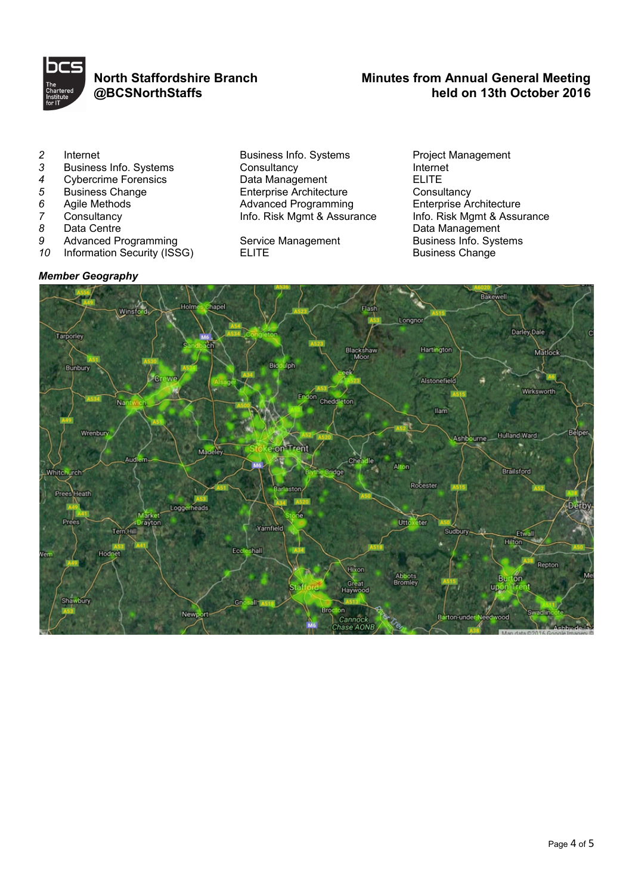| | | | |
|---|---|---|---|
| *2* | Internet | Business Info. Systems | Project Management |
| *3* | Business Info. Systems | Consultancy | Internet |
| *4* | Cybercrime Forensics | Data Management | ELITE |
| *5* | Business Change | Enterprise Architecture | Consultancy |
| *6* | Agile Methods | Advanced Programming | Enterprise Architecture |
| *7* | Consultancy | Info. Risk Mgmt & Assurance | Info. Risk Mgmt & Assurance |
| *8* | Data Centre | | Data Management |
| *9* | Advanced Programming | Service Management | Business Info. Systems |
| *10* | Information Security (ISSG) | ELITE | Business Change |

***Member Geography***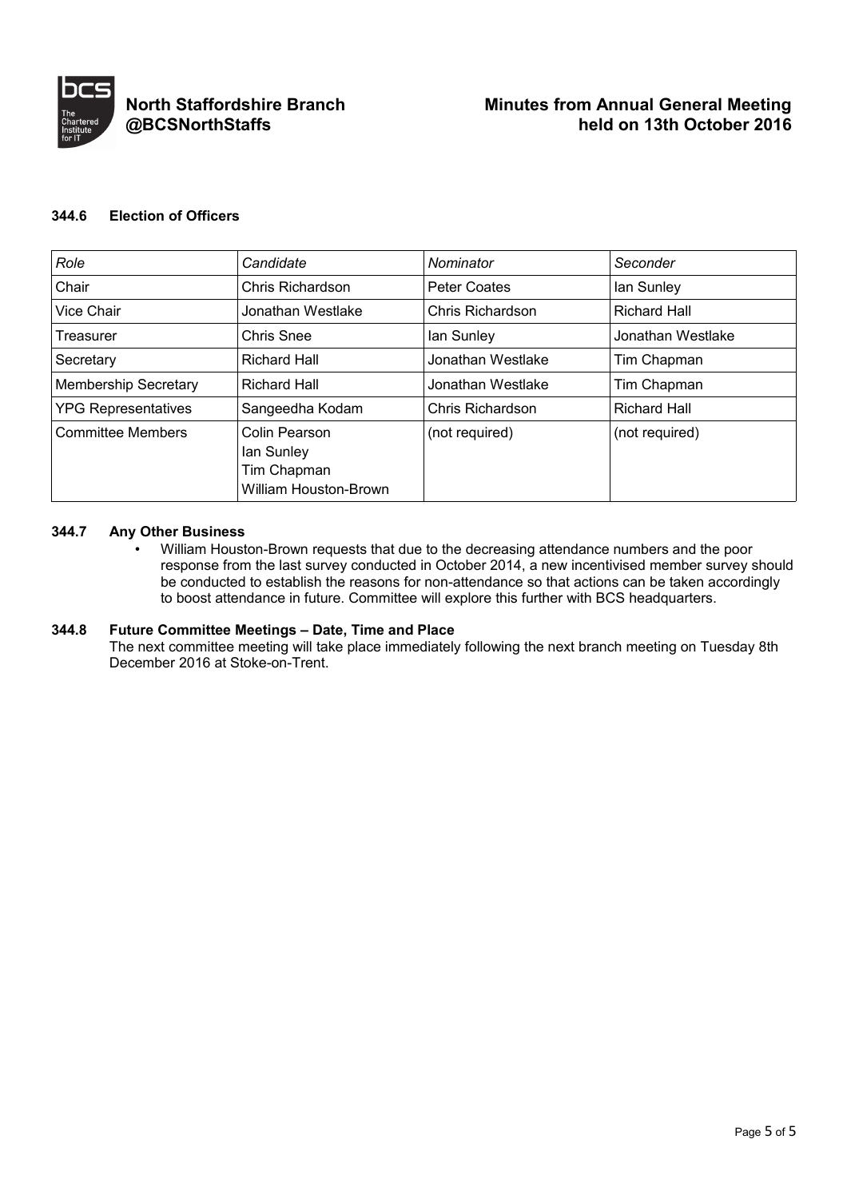### 344.6 Election of Officers

| *Role* | *Candidate* | *Nominator* | *Seconder* |
|---|---|---|---|
| Chair | Chris Richardson | Peter Coates | Ian Sunley |
| Vice Chair | Jonathan Westlake | Chris Richardson | Richard Hall |
| Treasurer | Chris Snee | Ian Sunley | Jonathan Westlake |
| Secretary | Richard Hall | Jonathan Westlake | Tim Chapman |
| Membership Secretary | Richard Hall | Jonathan Westlake | Tim Chapman |
| YPG Representatives | Sangeedha Kodam | Chris Richardson | Richard Hall |
| Committee Members | Colin Pearson<br>Ian Sunley<br>Tim Chapman<br>William Houston-Brown | (not required) | (not required) |

### 344.7 Any Other Business

- William Houston-Brown requests that due to the decreasing attendance numbers and the poor response from the last survey conducted in October 2014, a new incentivised member survey should be conducted to establish the reasons for non-attendance so that actions can be taken accordingly to boost attendance in future. Committee will explore this further with BCS headquarters.

### 344.8 Future Committee Meetings – Date, Time and Place

The next committee meeting will take place immediately following the next branch meeting on Tuesday 8th December 2016 at Stoke-on-Trent.